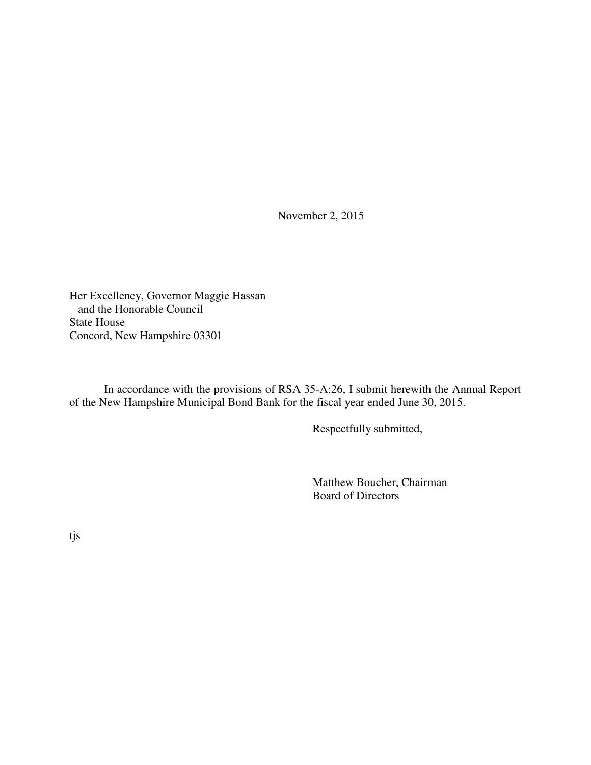November 2, 2015

Her Excellency, Governor Maggie Hassan
and the Honorable Council
State House
Concord, New Hampshire 03301

In accordance with the provisions of RSA 35-A:26, I submit herewith the Annual Report of the New Hampshire Municipal Bond Bank for the fiscal year ended June 30, 2015.

Respectfully submitted,

Matthew Boucher, Chairman
Board of Directors

tjs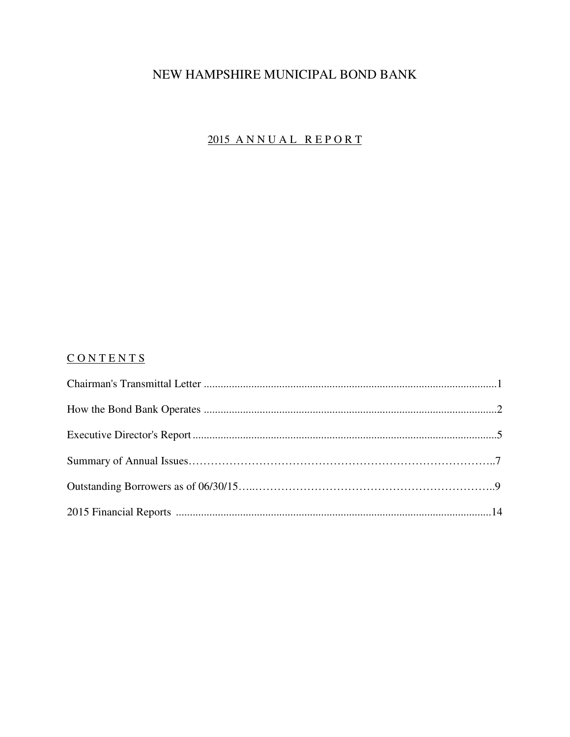# NEW HAMPSHIRE MUNICIPAL BOND BANK

## 2015 A N N U A L R E P O R T

## C O N T E N T S

Chairman's Transmittal Letter ..........................................................................................................1

How the Bond Bank Operates ..........................................................................................................2

Executive Director's Report ..............................................................................................................5

Summary of Annual Issues……………………………………………………………………..7

Outstanding Borrowers as of 06/30/15…..………………………………………………………..9

2015 Financial Reports ..................................................................................................................14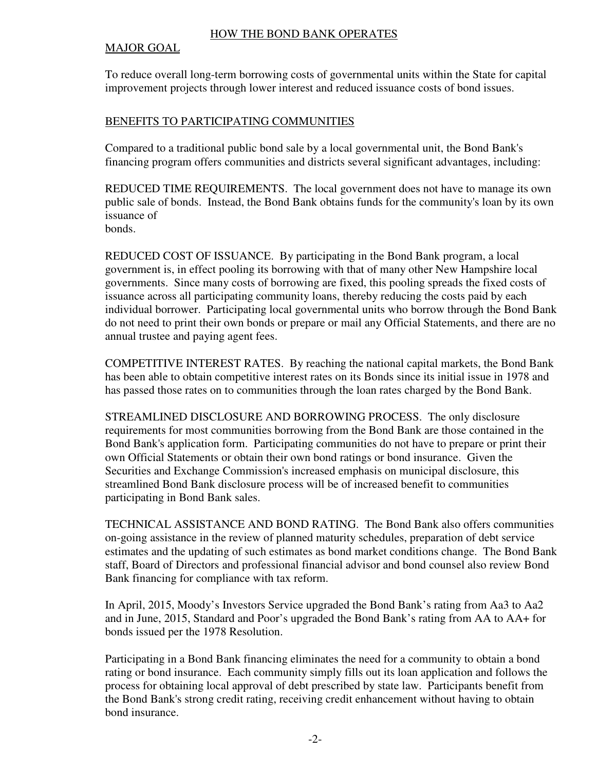## HOW THE BOND BANK OPERATES

### MAJOR GOAL

To reduce overall long-term borrowing costs of governmental units within the State for capital improvement projects through lower interest and reduced issuance costs of bond issues.

### BENEFITS TO PARTICIPATING COMMUNITIES

Compared to a traditional public bond sale by a local governmental unit, the Bond Bank's financing program offers communities and districts several significant advantages, including:

REDUCED TIME REQUIREMENTS. The local government does not have to manage its own public sale of bonds. Instead, the Bond Bank obtains funds for the community's loan by its own issuance of bonds.

REDUCED COST OF ISSUANCE. By participating in the Bond Bank program, a local government is, in effect pooling its borrowing with that of many other New Hampshire local governments. Since many costs of borrowing are fixed, this pooling spreads the fixed costs of issuance across all participating community loans, thereby reducing the costs paid by each individual borrower. Participating local governmental units who borrow through the Bond Bank do not need to print their own bonds or prepare or mail any Official Statements, and there are no annual trustee and paying agent fees.

COMPETITIVE INTEREST RATES. By reaching the national capital markets, the Bond Bank has been able to obtain competitive interest rates on its Bonds since its initial issue in 1978 and has passed those rates on to communities through the loan rates charged by the Bond Bank.

STREAMLINED DISCLOSURE AND BORROWING PROCESS. The only disclosure requirements for most communities borrowing from the Bond Bank are those contained in the Bond Bank's application form. Participating communities do not have to prepare or print their own Official Statements or obtain their own bond ratings or bond insurance. Given the Securities and Exchange Commission's increased emphasis on municipal disclosure, this streamlined Bond Bank disclosure process will be of increased benefit to communities participating in Bond Bank sales.

TECHNICAL ASSISTANCE AND BOND RATING. The Bond Bank also offers communities on-going assistance in the review of planned maturity schedules, preparation of debt service estimates and the updating of such estimates as bond market conditions change. The Bond Bank staff, Board of Directors and professional financial advisor and bond counsel also review Bond Bank financing for compliance with tax reform.

In April, 2015, Moody's Investors Service upgraded the Bond Bank's rating from Aa3 to Aa2 and in June, 2015, Standard and Poor's upgraded the Bond Bank's rating from AA to AA+ for bonds issued per the 1978 Resolution.

Participating in a Bond Bank financing eliminates the need for a community to obtain a bond rating or bond insurance. Each community simply fills out its loan application and follows the process for obtaining local approval of debt prescribed by state law. Participants benefit from the Bond Bank's strong credit rating, receiving credit enhancement without having to obtain bond insurance.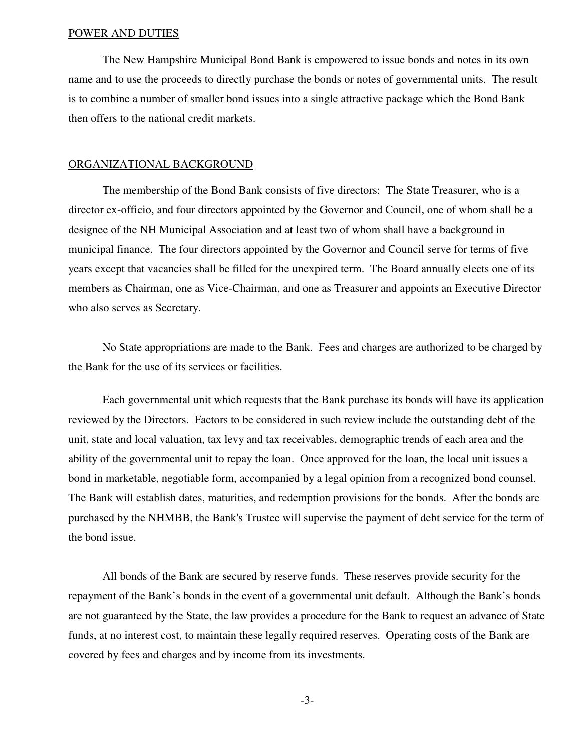## POWER AND DUTIES

The New Hampshire Municipal Bond Bank is empowered to issue bonds and notes in its own name and to use the proceeds to directly purchase the bonds or notes of governmental units. The result is to combine a number of smaller bond issues into a single attractive package which the Bond Bank then offers to the national credit markets.

## ORGANIZATIONAL BACKGROUND

The membership of the Bond Bank consists of five directors: The State Treasurer, who is a director ex-officio, and four directors appointed by the Governor and Council, one of whom shall be a designee of the NH Municipal Association and at least two of whom shall have a background in municipal finance. The four directors appointed by the Governor and Council serve for terms of five years except that vacancies shall be filled for the unexpired term. The Board annually elects one of its members as Chairman, one as Vice-Chairman, and one as Treasurer and appoints an Executive Director who also serves as Secretary.

No State appropriations are made to the Bank. Fees and charges are authorized to be charged by the Bank for the use of its services or facilities.

Each governmental unit which requests that the Bank purchase its bonds will have its application reviewed by the Directors. Factors to be considered in such review include the outstanding debt of the unit, state and local valuation, tax levy and tax receivables, demographic trends of each area and the ability of the governmental unit to repay the loan. Once approved for the loan, the local unit issues a bond in marketable, negotiable form, accompanied by a legal opinion from a recognized bond counsel. The Bank will establish dates, maturities, and redemption provisions for the bonds. After the bonds are purchased by the NHMBB, the Bank's Trustee will supervise the payment of debt service for the term of the bond issue.

All bonds of the Bank are secured by reserve funds. These reserves provide security for the repayment of the Bank's bonds in the event of a governmental unit default. Although the Bank's bonds are not guaranteed by the State, the law provides a procedure for the Bank to request an advance of State funds, at no interest cost, to maintain these legally required reserves. Operating costs of the Bank are covered by fees and charges and by income from its investments.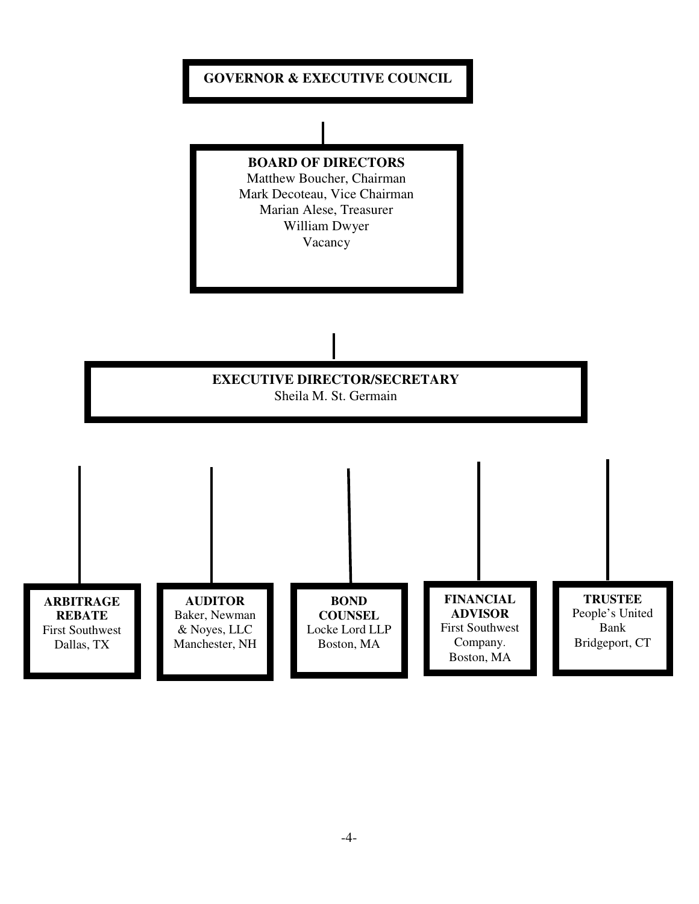**GOVERNOR & EXECUTIVE COUNCIL**

**BOARD OF DIRECTORS**
Matthew Boucher, Chairman
Mark Decoteau, Vice Chairman
Marian Alese, Treasurer
William Dwyer
Vacancy

**EXECUTIVE DIRECTOR/SECRETARY**
Sheila M. St. Germain

**ARBITRAGE REBATE**
First Southwest
Dallas, TX

**AUDITOR**
Baker, Newman & Noyes, LLC
Manchester, NH

**BOND COUNSEL**
Locke Lord LLP
Boston, MA

**FINANCIAL ADVISOR**
First Southwest Company.
Boston, MA

**TRUSTEE**
People's United Bank
Bridgeport, CT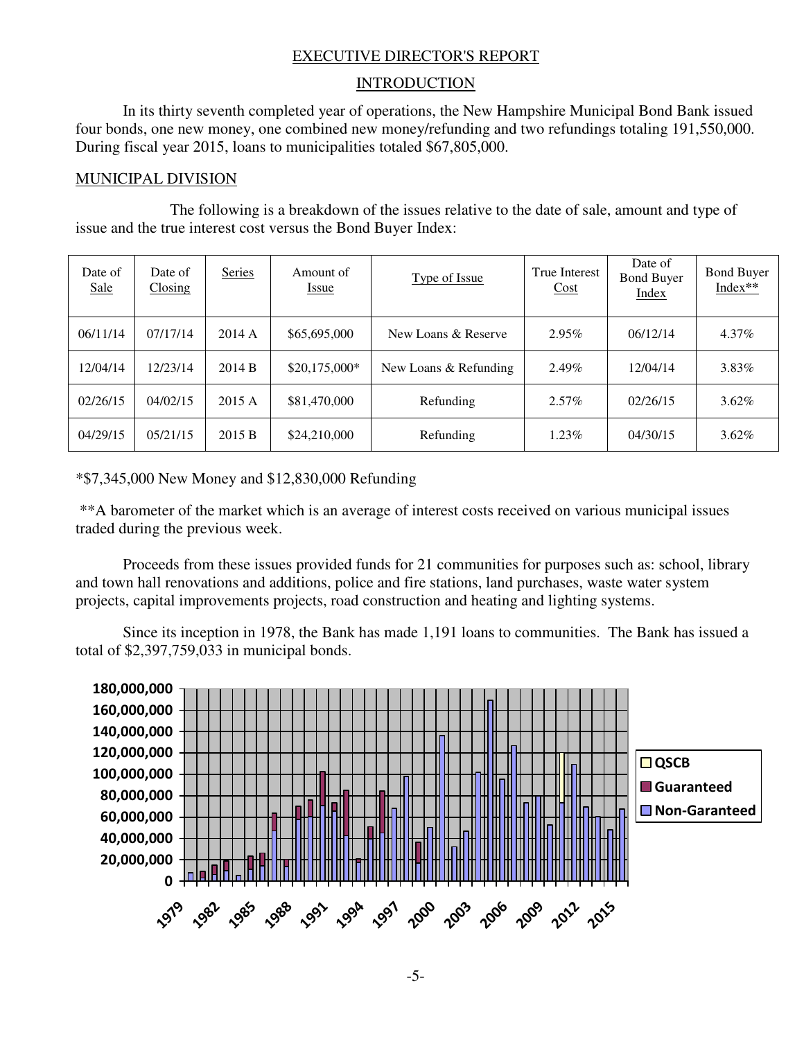# EXECUTIVE DIRECTOR'S REPORT

## INTRODUCTION

In its thirty seventh completed year of operations, the New Hampshire Municipal Bond Bank issued four bonds, one new money, one combined new money/refunding and two refundings totaling 191,550,000. During fiscal year 2015, loans to municipalities totaled $67,805,000.

## MUNICIPAL DIVISION

The following is a breakdown of the issues relative to the date of sale, amount and type of issue and the true interest cost versus the Bond Buyer Index:

| Date of Sale | Date of Closing | Series | Amount of Issue | Type of Issue | True Interest Cost | Date of Bond Buyer Index | Bond Buyer Index** |
|---|---|---|---|---|---|---|---|
| 06/11/14 | 07/17/14 | 2014 A | $65,695,000 | New Loans & Reserve | 2.95% | 06/12/14 | 4.37% |
| 12/04/14 | 12/23/14 | 2014 B | $20,175,000* | New Loans & Refunding | 2.49% | 12/04/14 | 3.83% |
| 02/26/15 | 04/02/15 | 2015 A | $81,470,000 | Refunding | 2.57% | 02/26/15 | 3.62% |
| 04/29/15 | 05/21/15 | 2015 B | $24,210,000 | Refunding | 1.23% | 04/30/15 | 3.62% |

*$7,345,000 New Money and $12,830,000 Refunding

**A barometer of the market which is an average of interest costs received on various municipal issues traded during the previous week.

Proceeds from these issues provided funds for 21 communities for purposes such as: school, library and town hall renovations and additions, police and fire stations, land purchases, waste water system projects, capital improvements projects, road construction and heating and lighting systems.

Since its inception in 1978, the Bank has made 1,191 loans to communities. The Bank has issued a total of $2,397,759,033 in municipal bonds.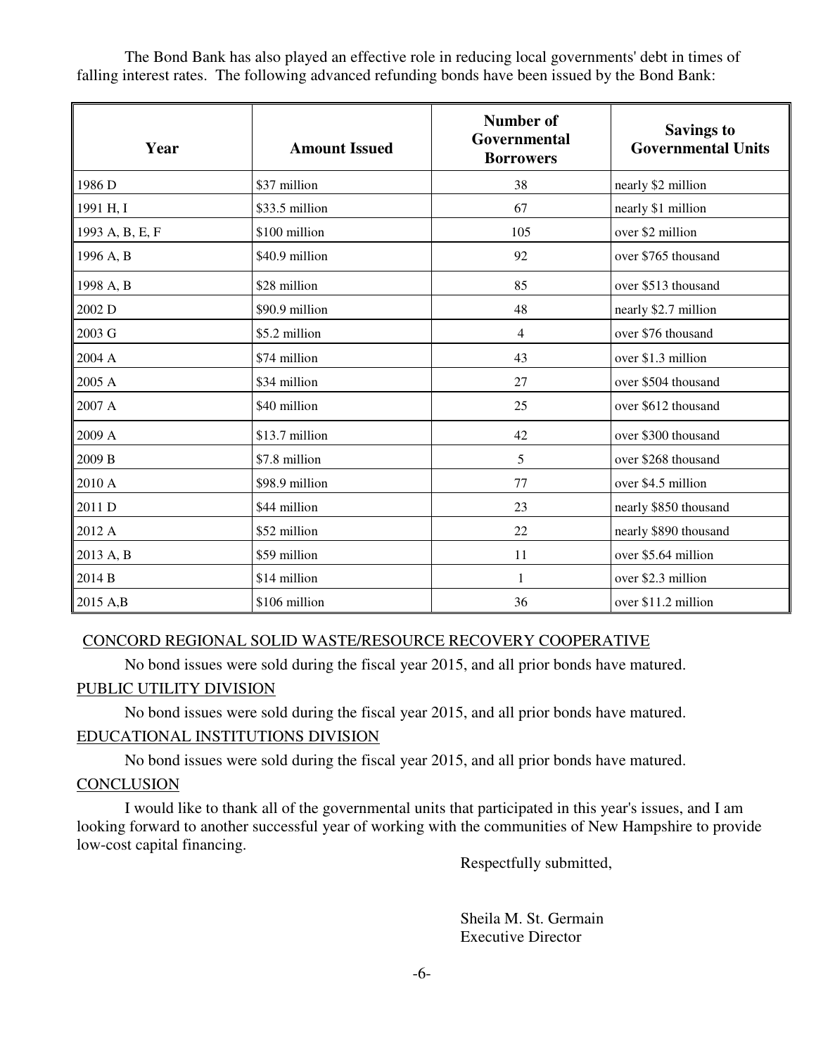The Bond Bank has also played an effective role in reducing local governments' debt in times of falling interest rates. The following advanced refunding bonds have been issued by the Bond Bank:

| Year | Amount Issued | Number of Governmental Borrowers | Savings to Governmental Units |
|---|---|---|---|
| 1986 D | $37 million | 38 | nearly $2 million |
| 1991 H, I | $33.5 million | 67 | nearly $1 million |
| 1993 A, B, E, F | $100 million | 105 | over $2 million |
| 1996 A, B | $40.9 million | 92 | over $765 thousand |
| 1998 A, B | $28 million | 85 | over $513 thousand |
| 2002 D | $90.9 million | 48 | nearly $2.7 million |
| 2003 G | $5.2 million | 4 | over $76 thousand |
| 2004 A | $74 million | 43 | over $1.3 million |
| 2005 A | $34 million | 27 | over $504 thousand |
| 2007 A | $40 million | 25 | over $612 thousand |
| 2009 A | $13.7 million | 42 | over $300 thousand |
| 2009 B | $7.8 million | 5 | over $268 thousand |
| 2010 A | $98.9 million | 77 | over $4.5 million |
| 2011 D | $44 million | 23 | nearly $850 thousand |
| 2012 A | $52 million | 22 | nearly $890 thousand |
| 2013 A, B | $59 million | 11 | over $5.64 million |
| 2014 B | $14 million | 1 | over $2.3 million |
| 2015 A,B | $106 million | 36 | over $11.2 million |

## CONCORD REGIONAL SOLID WASTE/RESOURCE RECOVERY COOPERATIVE

No bond issues were sold during the fiscal year 2015, and all prior bonds have matured.

## PUBLIC UTILITY DIVISION

No bond issues were sold during the fiscal year 2015, and all prior bonds have matured.

## EDUCATIONAL INSTITUTIONS DIVISION

No bond issues were sold during the fiscal year 2015, and all prior bonds have matured.

## CONCLUSION

I would like to thank all of the governmental units that participated in this year's issues, and I am looking forward to another successful year of working with the communities of New Hampshire to provide low-cost capital financing.

Respectfully submitted,

Sheila M. St. Germain
Executive Director